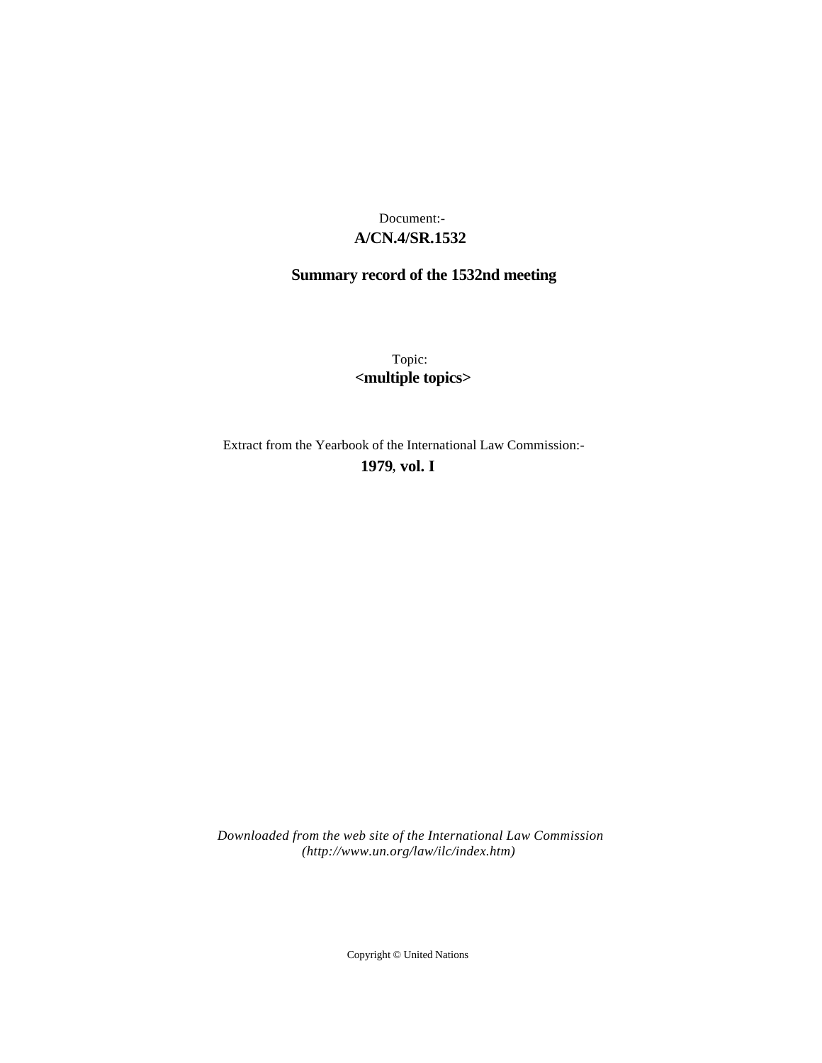Document:-
**A/CN.4/SR.1532**

**Summary record of the 1532nd meeting**

Topic:
**<multiple topics>**

Extract from the Yearbook of the International Law Commission:-
**1979**, **vol. I**

*Downloaded from the web site of the International Law Commission (http://www.un.org/law/ilc/index.htm)*

Copyright © United Nations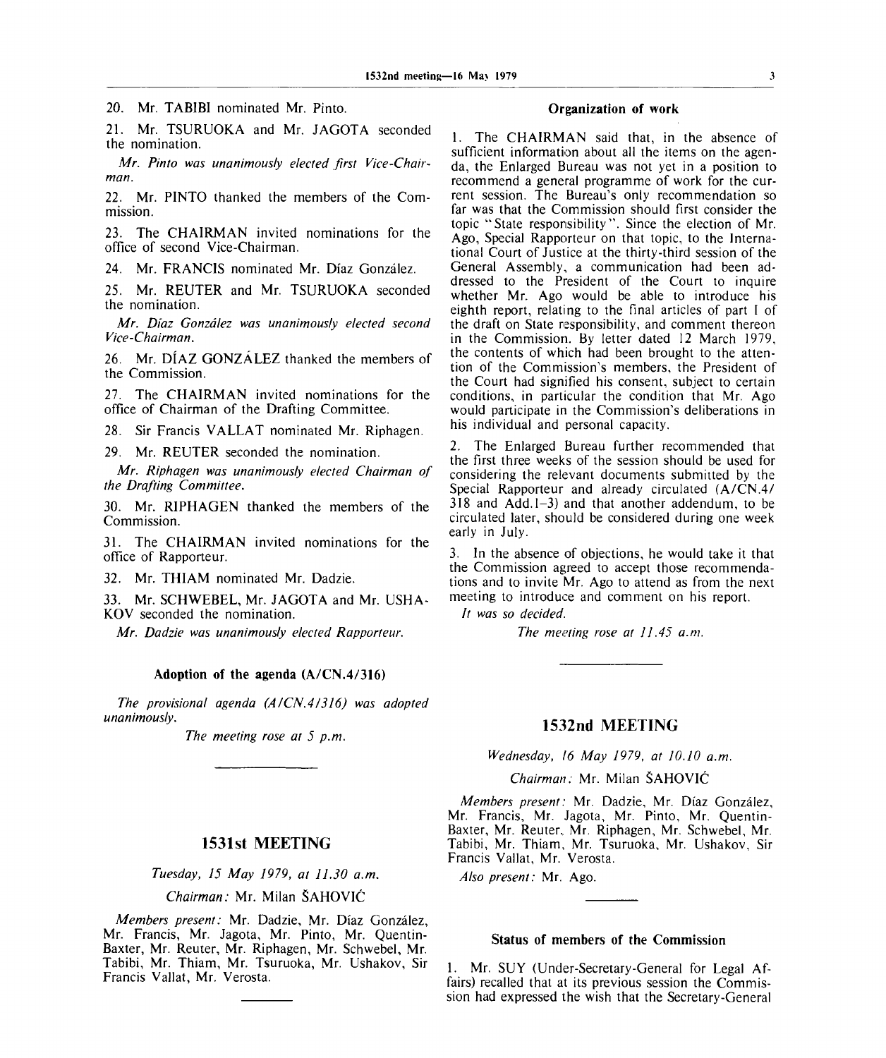20. Mr. TABIBI nominated Mr. Pinto.

21. Mr. TSURUOKA and Mr. JAGOTA seconded the nomination.

*Mr. Pinto was unanimously elected first Vice-Chairman.*

22. Mr. PINTO thanked the members of the Commission.

23. The CHAIRMAN invited nominations for the office of second Vice-Chairman.

24. Mr. FRANCIS nominated Mr. Díaz González.

25. Mr. REUTER and Mr. TSURUOKA seconded the nomination.

*Mr. Díaz González was unanimously elected second Vice-Chairman.*

26. Mr. DÍAZ GONZÁLEZ thanked the members of the Commission.

27. The CHAIRMAN invited nominations for the office of Chairman of the Drafting Committee.

28. Sir Francis VALLAT nominated Mr. Riphagen.

29. Mr. REUTER seconded the nomination.

*Mr. Riphagen was unanimously elected Chairman of the Drafting Committee.*

30. Mr. RIPHAGEN thanked the members of the Commission.

31. The CHAIRMAN invited nominations for the office of Rapporteur.

32. Mr. THIAM nominated Mr. Dadzie.

33. Mr. SCHWEBEL, Mr. JAGOTA and Mr. USHAKOV seconded the nomination.

*Mr. Dadzie was unanimously elected Rapporteur.*

### Adoption of the agenda (A/CN.4/316)

*The provisional agenda (A/CN.4/316) was adopted unanimously.*

*The meeting rose at 5 p.m.*

## 1531st MEETING

*Tuesday, 15 May 1979, at 11.30 a.m.*

*Chairman:* Mr. Milan ŠAHOVIĆ

*Members present:* Mr. Dadzie, Mr. Díaz González, Mr. Francis, Mr. Jagota, Mr. Pinto, Mr. Quentin-Baxter, Mr. Reuter, Mr. Riphagen, Mr. Schwebel, Mr. Tabibi, Mr. Thiam, Mr. Tsuruoka, Mr. Ushakov, Sir Francis Vallat, Mr. Verosta.

### Organization of work

1. The CHAIRMAN said that, in the absence of sufficient information about all the items on the agenda, the Enlarged Bureau was not yet in a position to recommend a general programme of work for the current session. The Bureau's only recommendation so far was that the Commission should first consider the topic "State responsibility". Since the election of Mr. Ago, Special Rapporteur on that topic, to the International Court of Justice at the thirty-third session of the General Assembly, a communication had been addressed to the President of the Court to inquire whether Mr. Ago would be able to introduce his eighth report, relating to the final articles of part I of the draft on State responsibility, and comment thereon in the Commission. By letter dated 12 March 1979, the contents of which had been brought to the attention of the Commission's members, the President of the Court had signified his consent, subject to certain conditions, in particular the condition that Mr. Ago would participate in the Commission's deliberations in his individual and personal capacity.

2. The Enlarged Bureau further recommended that the first three weeks of the session should be used for considering the relevant documents submitted by the Special Rapporteur and already circulated (A/CN.4/318 and Add.1–3) and that another addendum, to be circulated later, should be considered during one week early in July.

3. In the absence of objections, he would take it that the Commission agreed to accept those recommendations and to invite Mr. Ago to attend as from the next meeting to introduce and comment on his report.

*It was so decided.*

*The meeting rose at 11.45 a.m.*

## 1532nd MEETING

*Wednesday, 16 May 1979, at 10.10 a.m.*

*Chairman:* Mr. Milan ŠAHOVIĆ

*Members present:* Mr. Dadzie, Mr. Díaz González, Mr. Francis, Mr. Jagota, Mr. Pinto, Mr. Quentin-Baxter, Mr. Reuter, Mr. Riphagen, Mr. Schwebel, Mr. Tabibi, Mr. Thiam, Mr. Tsuruoka, Mr. Ushakov, Sir Francis Vallat, Mr. Verosta.

*Also present:* Mr. Ago.

### Status of members of the Commission

1. Mr. SUY (Under-Secretary-General for Legal Affairs) recalled that at its previous session the Commission had expressed the wish that the Secretary-General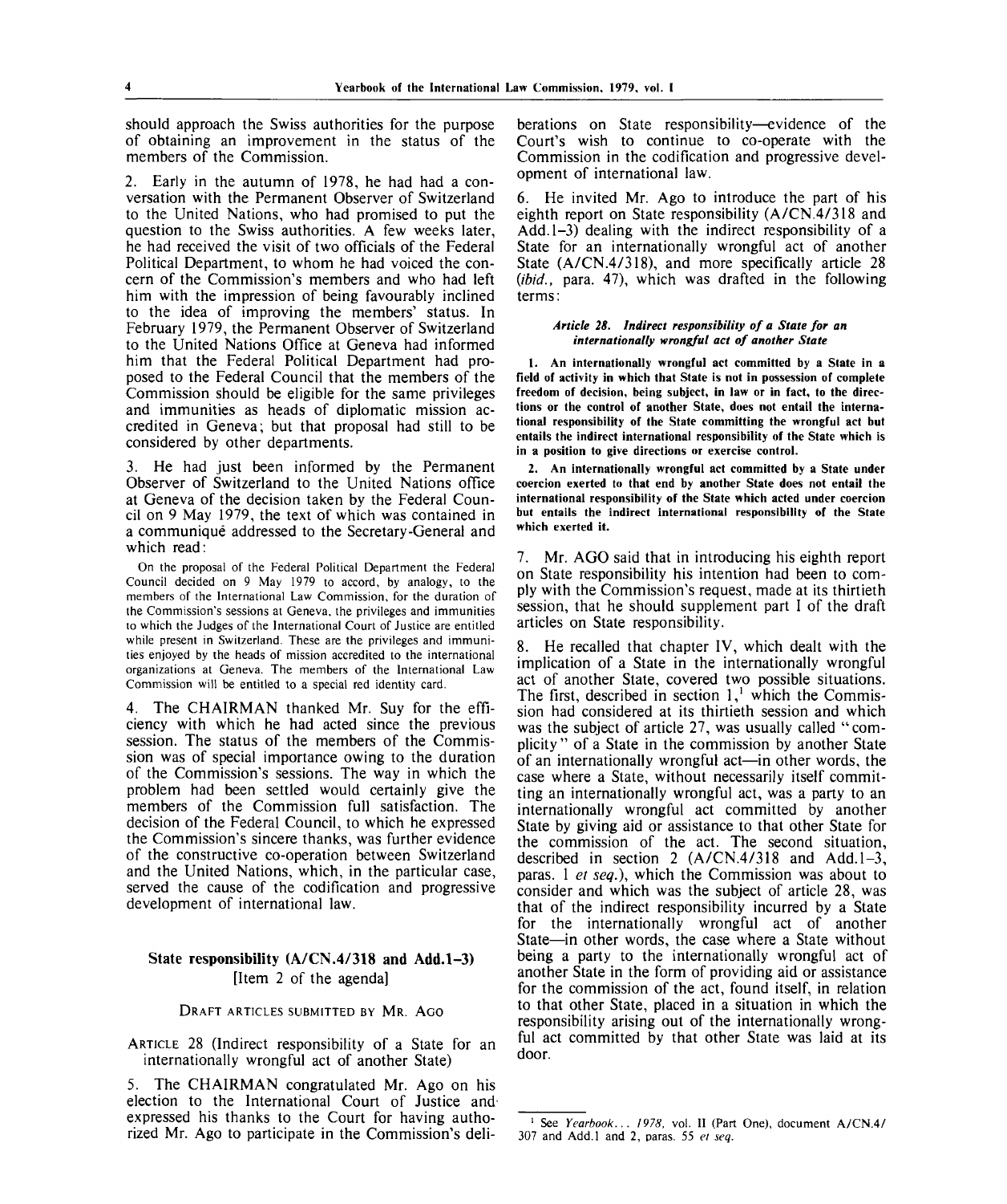should approach the Swiss authorities for the purpose of obtaining an improvement in the status of the members of the Commission.

2. Early in the autumn of 1978, he had had a conversation with the Permanent Observer of Switzerland to the United Nations, who had promised to put the question to the Swiss authorities. A few weeks later, he had received the visit of two officials of the Federal Political Department, to whom he had voiced the concern of the Commission's members and who had left him with the impression of being favourably inclined to the idea of improving the members' status. In February 1979, the Permanent Observer of Switzerland to the United Nations Office at Geneva had informed him that the Federal Political Department had proposed to the Federal Council that the members of the Commission should be eligible for the same privileges and immunities as heads of diplomatic mission accredited in Geneva; but that proposal had still to be considered by other departments.

3. He had just been informed by the Permanent Observer of Switzerland to the United Nations office at Geneva of the decision taken by the Federal Council on 9 May 1979, the text of which was contained in a communiqué addressed to the Secretary-General and which read:

> On the proposal of the Federal Political Department the Federal Council decided on 9 May 1979 to accord, by analogy, to the members of the International Law Commission, for the duration of the Commission's sessions at Geneva, the privileges and immunities to which the Judges of the International Court of Justice are entitled while present in Switzerland. These are the privileges and immunities enjoyed by the heads of mission accredited to the international organizations at Geneva. The members of the International Law Commission will be entitled to a special red identity card.

4. The CHAIRMAN thanked Mr. Suy for the efficiency with which he had acted since the previous session. The status of the members of the Commission was of special importance owing to the duration of the Commission's sessions. The way in which the problem had been settled would certainly give the members of the Commission full satisfaction. The decision of the Federal Council, to which he expressed the Commission's sincere thanks, was further evidence of the constructive co-operation between Switzerland and the United Nations, which, in the particular case, served the cause of the codification and progressive development of international law.

## State responsibility (A/CN.4/318 and Add.1–3)

[Item 2 of the agenda]

### DRAFT ARTICLES SUBMITTED BY MR. AGO

ARTICLE 28 (Indirect responsibility of a State for an internationally wrongful act of another State)

5. The CHAIRMAN congratulated Mr. Ago on his election to the International Court of Justice and expressed his thanks to the Court for having authorized Mr. Ago to participate in the Commission's deliberations on State responsibility—evidence of the Court's wish to continue to co-operate with the Commission in the codification and progressive development of international law.

6. He invited Mr. Ago to introduce the part of his eighth report on State responsibility (A/CN.4/318 and Add.1–3) dealing with the indirect responsibility of a State for an internationally wrongful act of another State (A/CN.4/318), and more specifically article 28 (*ibid.*, para. 47), which was drafted in the following terms:

***Article 28. Indirect responsibility of a State for an internationally wrongful act of another State***

**1. An internationally wrongful act committed by a State in a field of activity in which that State is not in possession of complete freedom of decision, being subject, in law or in fact, to the directions or the control of another State, does not entail the international responsibility of the State committing the wrongful act but entails the indirect international responsibility of the State which is in a position to give directions or exercise control.**

**2. An internationally wrongful act committed by a State under coercion exerted to that end by another State does not entail the international responsibility of the State which acted under coercion but entails the indirect international responsibility of the State which exerted it.**

7. Mr. AGO said that in introducing his eighth report on State responsibility his intention had been to comply with the Commission's request, made at its thirtieth session, that he should supplement part I of the draft articles on State responsibility.

8. He recalled that chapter IV, which dealt with the implication of a State in the internationally wrongful act of another State, covered two possible situations. The first, described in section 1,[1] which the Commission had considered at its thirtieth session and which was the subject of article 27, was usually called "complicity" of a State in the commission by another State of an internationally wrongful act—in other words, the case where a State, without necessarily itself committing an internationally wrongful act, was a party to an internationally wrongful act committed by another State by giving aid or assistance to that other State for the commission of the act. The second situation, described in section 2 (A/CN.4/318 and Add.1–3, paras. 1 *et seq.*), which the Commission was about to consider and which was the subject of article 28, was that of the indirect responsibility incurred by a State for the internationally wrongful act of another State—in other words, the case where a State without being a party to the internationally wrongful act of another State in the form of providing aid or assistance for the commission of the act, found itself, in relation to that other State, placed in a situation in which the responsibility arising out of the internationally wrongful act committed by that other State was laid at its door.

---

[1] See *Yearbook... 1978*, vol. II (Part One), document A/CN.4/307 and Add.1 and 2, paras. 55 *et seq.*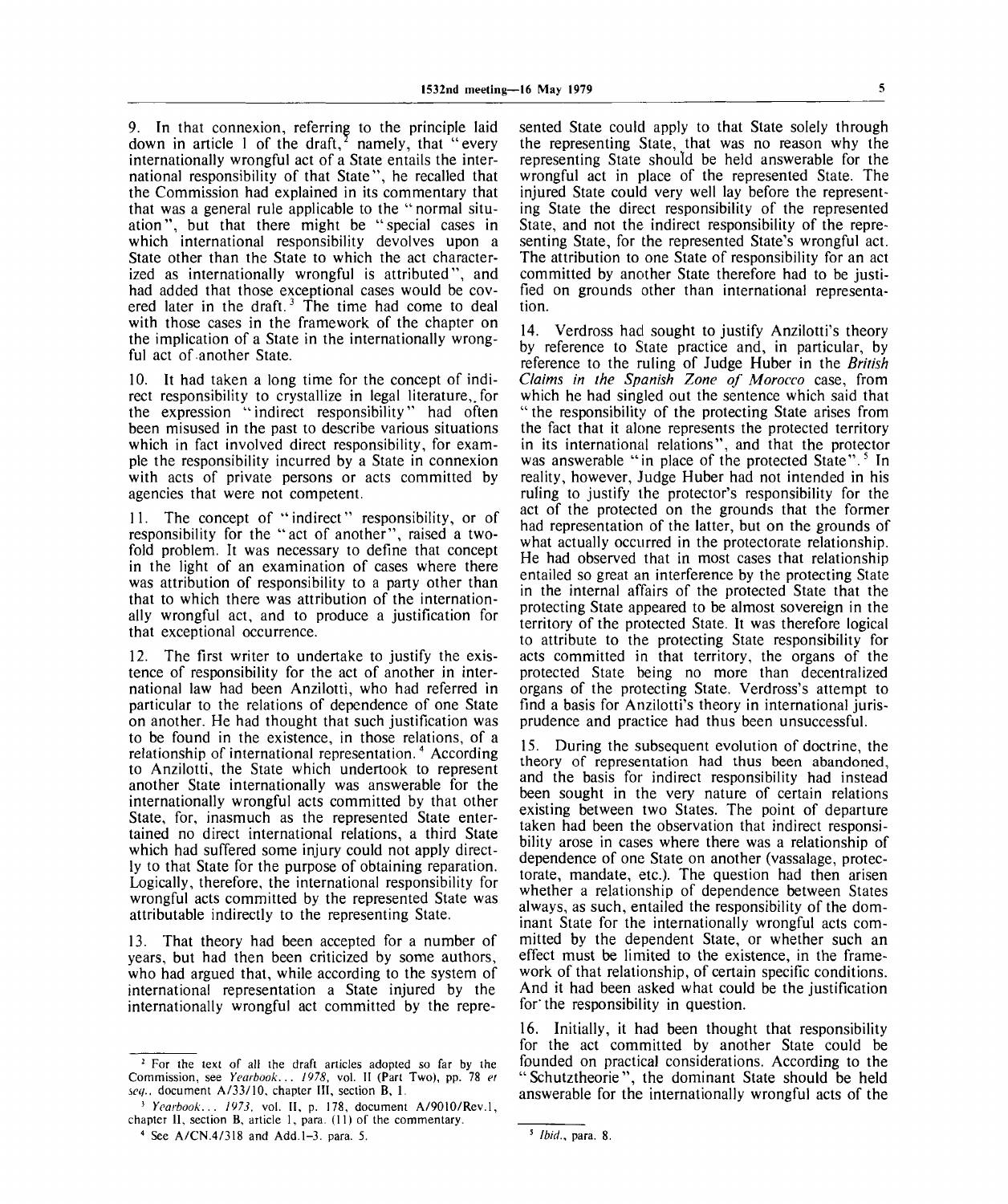9. In that connexion, referring to the principle laid down in article 1 of the draft,[2] namely, that "every internationally wrongful act of a State entails the international responsibility of that State", he recalled that the Commission had explained in its commentary that that was a general rule applicable to the "normal situation", but that there might be "special cases in which international responsibility devolves upon a State other than the State to which the act characterized as internationally wrongful is attributed", and had added that those exceptional cases would be covered later in the draft.[3] The time had come to deal with those cases in the framework of the chapter on the implication of a State in the internationally wrongful act of another State.

10. It had taken a long time for the concept of indirect responsibility to crystallize in legal literature, for the expression "indirect responsibility" had often been misused in the past to describe various situations which in fact involved direct responsibility, for example the responsibility incurred by a State in connexion with acts of private persons or acts committed by agencies that were not competent.

11. The concept of "indirect" responsibility, or of responsibility for the "act of another", raised a twofold problem. It was necessary to define that concept in the light of an examination of cases where there was attribution of responsibility to a party other than that to which there was attribution of the internationally wrongful act, and to produce a justification for that exceptional occurrence.

12. The first writer to undertake to justify the existence of responsibility for the act of another in international law had been Anzilotti, who had referred in particular to the relations of dependence of one State on another. He had thought that such justification was to be found in the existence, in those relations, of a relationship of international representation.[4] According to Anzilotti, the State which undertook to represent another State internationally was answerable for the internationally wrongful acts committed by that other State, for, inasmuch as the represented State entertained no direct international relations, a third State which had suffered some injury could not apply directly to that State for the purpose of obtaining reparation. Logically, therefore, the international responsibility for wrongful acts committed by the represented State was attributable indirectly to the representing State.

13. That theory had been accepted for a number of years, but had then been criticized by some authors, who had argued that, while according to the system of international representation a State injured by the internationally wrongful act committed by the represented State could apply to that State solely through the representing State, that was no reason why the representing State should be held answerable for the wrongful act in place of the represented State. The injured State could very well lay before the representing State the direct responsibility of the represented State, and not the indirect responsibility of the representing State, for the represented State's wrongful act. The attribution to one State of responsibility for an act committed by another State therefore had to be justified on grounds other than international representation.

14. Verdross had sought to justify Anzilotti's theory by reference to State practice and, in particular, by reference to the ruling of Judge Huber in the *British Claims in the Spanish Zone of Morocco* case, from which he had singled out the sentence which said that "the responsibility of the protecting State arises from the fact that it alone represents the protected territory in its international relations", and that the protector was answerable "in place of the protected State".[5] In reality, however, Judge Huber had not intended in his ruling to justify the protector's responsibility for the act of the protected on the grounds that the former had representation of the latter, but on the grounds of what actually occurred in the protectorate relationship. He had observed that in most cases that relationship entailed so great an interference by the protecting State in the internal affairs of the protected State that the protecting State appeared to be almost sovereign in the territory of the protected State. It was therefore logical to attribute to the protecting State responsibility for acts committed in that territory, the organs of the protected State being no more than decentralized organs of the protecting State. Verdross's attempt to find a basis for Anzilotti's theory in international jurisprudence and practice had thus been unsuccessful.

15. During the subsequent evolution of doctrine, the theory of representation had thus been abandoned, and the basis for indirect responsibility had instead been sought in the very nature of certain relations existing between two States. The point of departure taken had been the observation that indirect responsibility arose in cases where there was a relationship of dependence of one State on another (vassalage, protectorate, mandate, etc.). The question had then arisen whether a relationship of dependence between States always, as such, entailed the responsibility of the dominant State for the internationally wrongful acts committed by the dependent State, or whether such an effect must be limited to the existence, in the framework of that relationship, of certain specific conditions. And it had been asked what could be the justification for the responsibility in question.

16. Initially, it had been thought that responsibility for the act committed by another State could be founded on practical considerations. According to the "Schutztheorie", the dominant State should be held answerable for the internationally wrongful acts of the

---

[2] For the text of all the draft articles adopted so far by the Commission, see *Yearbook... 1978*, vol. II (Part Two), pp. 78 *et seq.*, document A/33/10, chapter III, section B, 1.

[3] *Yearbook... 1973*, vol. II, p. 178, document A/9010/Rev.1, chapter II, section B, article 1, para. (11) of the commentary.

[4] See A/CN.4/318 and Add.1–3, para. 5.

[5] *Ibid.*, para. 8.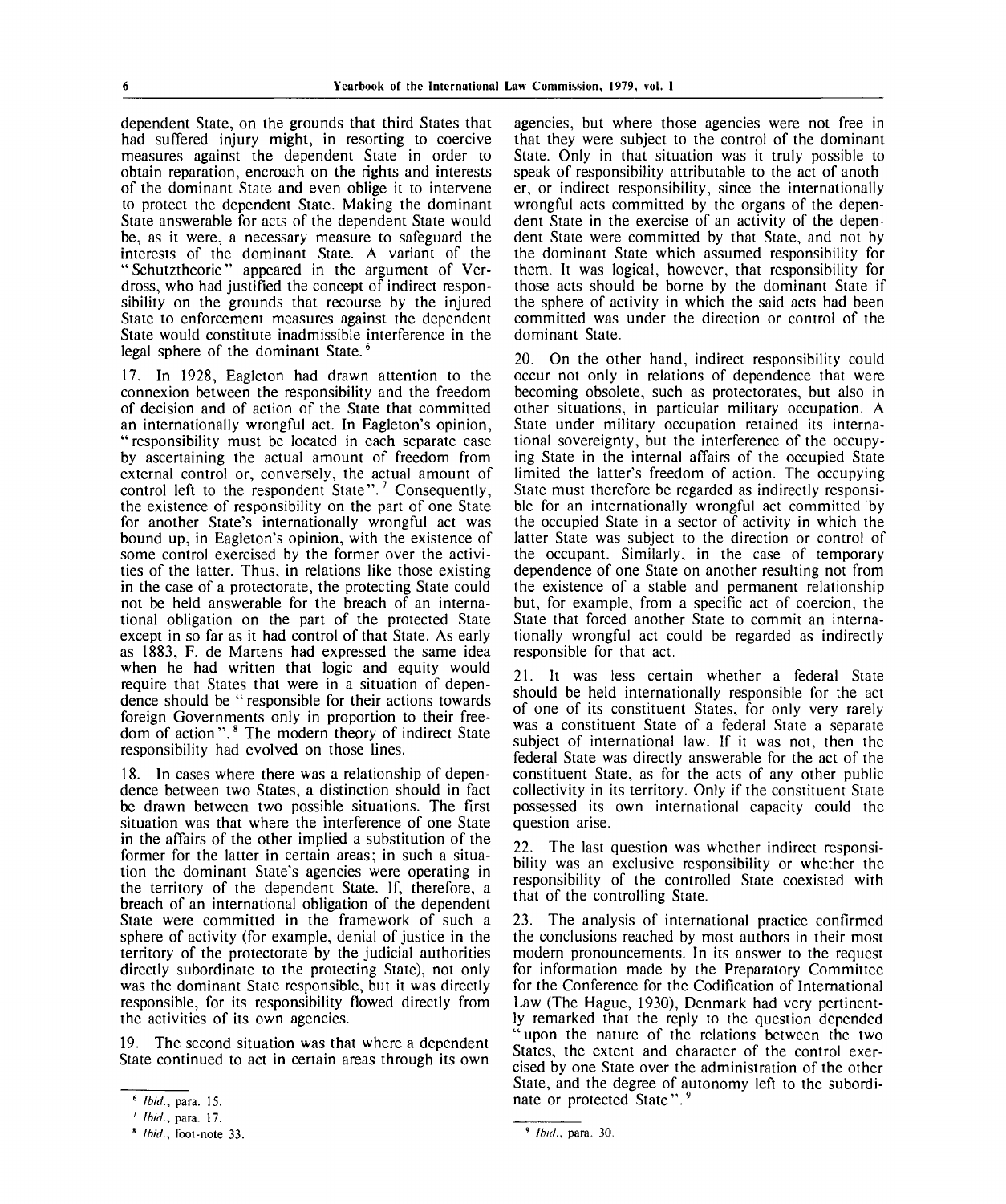dependent State, on the grounds that third States that had suffered injury might, in resorting to coercive measures against the dependent State in order to obtain reparation, encroach on the rights and interests of the dominant State and even oblige it to intervene to protect the dependent State. Making the dominant State answerable for acts of the dependent State would be, as it were, a necessary measure to safeguard the interests of the dominant State. A variant of the "Schutztheorie" appeared in the argument of Verdross, who had justified the concept of indirect responsibility on the grounds that recourse by the injured State to enforcement measures against the dependent State would constitute inadmissible interference in the legal sphere of the dominant State.[6]

17. In 1928, Eagleton had drawn attention to the connexion between the responsibility and the freedom of decision and of action of the State that committed an internationally wrongful act. In Eagleton's opinion, "responsibility must be located in each separate case by ascertaining the actual amount of freedom from external control or, conversely, the actual amount of control left to the respondent State".[7] Consequently, the existence of responsibility on the part of one State for another State's internationally wrongful act was bound up, in Eagleton's opinion, with the existence of some control exercised by the former over the activities of the latter. Thus, in relations like those existing in the case of a protectorate, the protecting State could not be held answerable for the breach of an international obligation on the part of the protected State except in so far as it had control of that State. As early as 1883, F. de Martens had expressed the same idea when he had written that logic and equity would require that States that were in a situation of dependence should be "responsible for their actions towards foreign Governments only in proportion to their freedom of action".[8] The modern theory of indirect State responsibility had evolved on those lines.

18. In cases where there was a relationship of dependence between two States, a distinction should in fact be drawn between two possible situations. The first situation was that where the interference of one State in the affairs of the other implied a substitution of the former for the latter in certain areas; in such a situation the dominant State's agencies were operating in the territory of the dependent State. If, therefore, a breach of an international obligation of the dependent State were committed in the framework of such a sphere of activity (for example, denial of justice in the territory of the protectorate by the judicial authorities directly subordinate to the protecting State), not only was the dominant State responsible, but it was directly responsible, for its responsibility flowed directly from the activities of its own agencies.

19. The second situation was that where a dependent State continued to act in certain areas through its own agencies, but where those agencies were not free in that they were subject to the control of the dominant State. Only in that situation was it truly possible to speak of responsibility attributable to the act of another, or indirect responsibility, since the internationally wrongful acts committed by the organs of the dependent State in the exercise of an activity of the dependent State were committed by that State, and not by the dominant State which assumed responsibility for them. It was logical, however, that responsibility for those acts should be borne by the dominant State if the sphere of activity in which the said acts had been committed was under the direction or control of the dominant State.

20. On the other hand, indirect responsibility could occur not only in relations of dependence that were becoming obsolete, such as protectorates, but also in other situations, in particular military occupation. A State under military occupation retained its international sovereignty, but the interference of the occupying State in the internal affairs of the occupied State limited the latter's freedom of action. The occupying State must therefore be regarded as indirectly responsible for an internationally wrongful act committed by the occupied State in a sector of activity in which the latter State was subject to the direction or control of the occupant. Similarly, in the case of temporary dependence of one State on another resulting not from the existence of a stable and permanent relationship but, for example, from a specific act of coercion, the State that forced another State to commit an internationally wrongful act could be regarded as indirectly responsible for that act.

21. It was less certain whether a federal State should be held internationally responsible for the act of one of its constituent States, for only very rarely was a constituent State of a federal State a separate subject of international law. If it was not, then the federal State was directly answerable for the act of the constituent State, as for the acts of any other public collectivity in its territory. Only if the constituent State possessed its own international capacity could the question arise.

22. The last question was whether indirect responsibility was an exclusive responsibility or whether the responsibility of the controlled State coexisted with that of the controlling State.

23. The analysis of international practice confirmed the conclusions reached by most authors in their most modern pronouncements. In its answer to the request for information made by the Preparatory Committee for the Conference for the Codification of International Law (The Hague, 1930), Denmark had very pertinently remarked that the reply to the question depended "upon the nature of the relations between the two States, the extent and character of the control exercised by one State over the administration of the other State, and the degree of autonomy left to the subordinate or protected State".[9]

---

[6] *Ibid.*, para. 15.

[7] *Ibid.*, para. 17.

[8] *Ibid.*, foot-note 33.

[9] *Ibid.*, para. 30.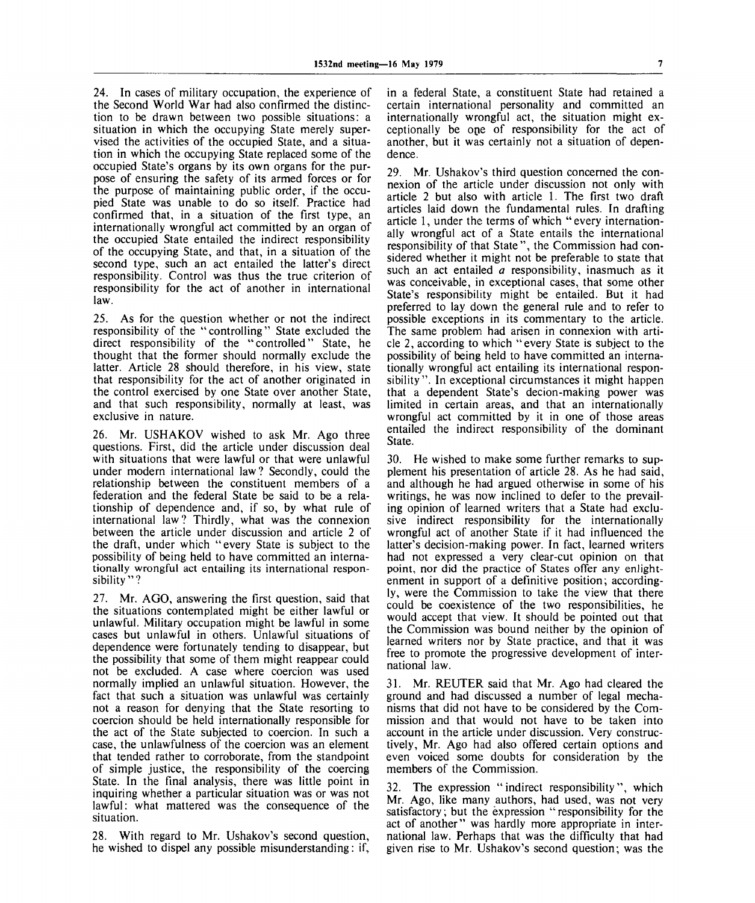24. In cases of military occupation, the experience of the Second World War had also confirmed the distinction to be drawn between two possible situations: a situation in which the occupying State merely supervised the activities of the occupied State, and a situation in which the occupying State replaced some of the occupied State's organs by its own organs for the purpose of ensuring the safety of its armed forces or for the purpose of maintaining public order, if the occupied State was unable to do so itself. Practice had confirmed that, in a situation of the first type, an internationally wrongful act committed by an organ of the occupied State entailed the indirect responsibility of the occupying State, and that, in a situation of the second type, such an act entailed the latter's direct responsibility. Control was thus the true criterion of responsibility for the act of another in international law.

25. As for the question whether or not the indirect responsibility of the "controlling" State excluded the direct responsibility of the "controlled" State, he thought that the former should normally exclude the latter. Article 28 should therefore, in his view, state that responsibility for the act of another originated in the control exercised by one State over another State, and that such responsibility, normally at least, was exclusive in nature.

26. Mr. USHAKOV wished to ask Mr. Ago three questions. First, did the article under discussion deal with situations that were lawful or that were unlawful under modern international law? Secondly, could the relationship between the constituent members of a federation and the federal State be said to be a relationship of dependence and, if so, by what rule of international law? Thirdly, what was the connexion between the article under discussion and article 2 of the draft, under which "every State is subject to the possibility of being held to have committed an internationally wrongful act entailing its international responsibility"?

27. Mr. AGO, answering the first question, said that the situations contemplated might be either lawful or unlawful. Military occupation might be lawful in some cases but unlawful in others. Unlawful situations of dependence were fortunately tending to disappear, but the possibility that some of them might reappear could not be excluded. A case where coercion was used normally implied an unlawful situation. However, the fact that such a situation was unlawful was certainly not a reason for denying that the State resorting to coercion should be held internationally responsible for the act of the State subjected to coercion. In such a case, the unlawfulness of the coercion was an element that tended rather to corroborate, from the standpoint of simple justice, the responsibility of the coercing State. In the final analysis, there was little point in inquiring whether a particular situation was or was not lawful: what mattered was the consequence of the situation.

28. With regard to Mr. Ushakov's second question, he wished to dispel any possible misunderstanding: if, in a federal State, a constituent State had retained a certain international personality and committed an internationally wrongful act, the situation might exceptionally be one of responsibility for the act of another, but it was certainly not a situation of dependence.

29. Mr. Ushakov's third question concerned the connexion of the article under discussion not only with article 2 but also with article 1. The first two draft articles laid down the fundamental rules. In drafting article 1, under the terms of which "every internationally wrongful act of a State entails the international responsibility of that State", the Commission had considered whether it might not be preferable to state that such an act entailed *a* responsibility, inasmuch as it was conceivable, in exceptional cases, that some other State's responsibility might be entailed. But it had preferred to lay down the general rule and to refer to possible exceptions in its commentary to the article. The same problem had arisen in connexion with article 2, according to which "every State is subject to the possibility of being held to have committed an internationally wrongful act entailing its international responsibility". In exceptional circumstances it might happen that a dependent State's decion-making power was limited in certain areas, and that an internationally wrongful act committed by it in one of those areas entailed the indirect responsibility of the dominant State.

30. He wished to make some further remarks to supplement his presentation of article 28. As he had said, and although he had argued otherwise in some of his writings, he was now inclined to defer to the prevailing opinion of learned writers that a State had exclusive indirect responsibility for the internationally wrongful act of another State if it had influenced the latter's decision-making power. In fact, learned writers had not expressed a very clear-cut opinion on that point, nor did the practice of States offer any enlightenment in support of a definitive position; accordingly, were the Commission to take the view that there could be coexistence of the two responsibilities, he would accept that view. It should be pointed out that the Commission was bound neither by the opinion of learned writers nor by State practice, and that it was free to promote the progressive development of international law.

31. Mr. REUTER said that Mr. Ago had cleared the ground and had discussed a number of legal mechanisms that did not have to be considered by the Commission and that would not have to be taken into account in the article under discussion. Very constructively, Mr. Ago had also offered certain options and even voiced some doubts for consideration by the members of the Commission.

32. The expression "indirect responsibility", which Mr. Ago, like many authors, had used, was not very satisfactory; but the expression "responsibility for the act of another" was hardly more appropriate in international law. Perhaps that was the difficulty that had given rise to Mr. Ushakov's second question; was the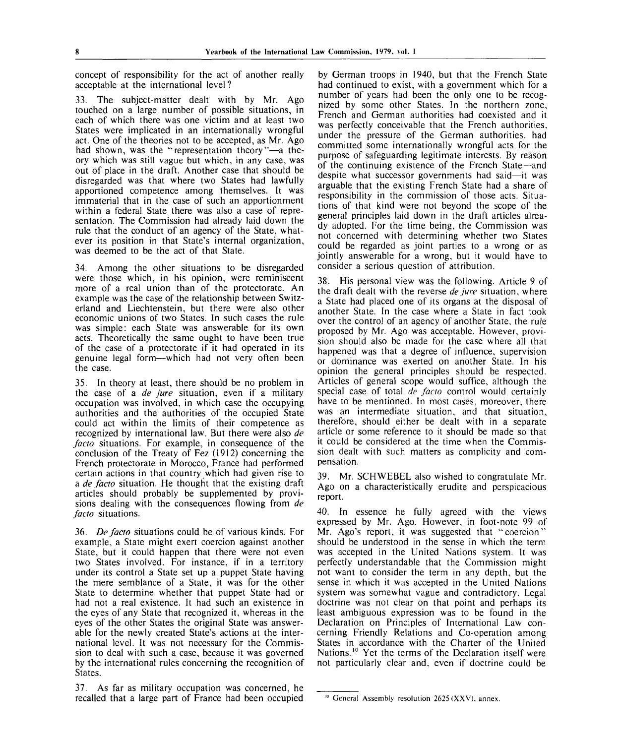concept of responsibility for the act of another really acceptable at the international level?

33. The subject-matter dealt with by Mr. Ago touched on a large number of possible situations, in each of which there was one victim and at least two States were implicated in an internationally wrongful act. One of the theories not to be accepted, as Mr. Ago had shown, was the "representation theory"—a theory which was still vague but which, in any case, was out of place in the draft. Another case that should be disregarded was that where two States had lawfully apportioned competence among themselves. It was immaterial that in the case of such an apportionment within a federal State there was also a case of representation. The Commission had already laid down the rule that the conduct of an agency of the State, whatever its position in that State's internal organization, was deemed to be the act of that State.

34. Among the other situations to be disregarded were those which, in his opinion, were reminiscent more of a real union than of the protectorate. An example was the case of the relationship between Switzerland and Liechtenstein, but there were also other economic unions of two States. In such cases the rule was simple: each State was answerable for its own acts. Theoretically the same ought to have been true of the case of a protectorate if it had operated in its genuine legal form—which had not very often been the case.

35. In theory at least, there should be no problem in the case of a *de jure* situation, even if a military occupation was involved, in which case the occupying authorities and the authorities of the occupied State could act within the limits of their competence as recognized by international law. But there were also *de facto* situations. For example, in consequence of the conclusion of the Treaty of Fez (1912) concerning the French protectorate in Morocco, France had performed certain actions in that country which had given rise to a *de facto* situation. He thought that the existing draft articles should probably be supplemented by provisions dealing with the consequences flowing from *de facto* situations.

36. *De facto* situations could be of various kinds. For example, a State might exert coercion against another State, but it could happen that there were not even two States involved. For instance, if in a territory under its control a State set up a puppet State having the mere semblance of a State, it was for the other State to determine whether that puppet State had or had not a real existence. It had such an existence in the eyes of any State that recognized it, whereas in the eyes of the other States the original State was answerable for the newly created State's actions at the international level. It was not necessary for the Commission to deal with such a case, because it was governed by the international rules concerning the recognition of States.

37. As far as military occupation was concerned, he recalled that a large part of France had been occupied by German troops in 1940, but that the French State had continued to exist, with a government which for a number of years had been the only one to be recognized by some other States. In the northern zone, French and German authorities had coexisted and it was perfectly conceivable that the French authorities, under the pressure of the German authorities, had committed some internationally wrongful acts for the purpose of safeguarding legitimate interests. By reason of the continuing existence of the French State—and despite what successor governments had said—it was arguable that the existing French State had a share of responsibility in the commission of those acts. Situations of that kind were not beyond the scope of the general principles laid down in the draft articles already adopted. For the time being, the Commission was not concerned with determining whether two States could be regarded as joint parties to a wrong or as jointly answerable for a wrong, but it would have to consider a serious question of attribution.

38. His personal view was the following. Article 9 of the draft dealt with the reverse *de jure* situation, where a State had placed one of its organs at the disposal of another State. In the case where a State in fact took over the control of an agency of another State, the rule proposed by Mr. Ago was acceptable. However, provision should also be made for the case where all that happened was that a degree of influence, supervision or dominance was exerted on another State. In his opinion the general principles should be respected. Articles of general scope would suffice, although the special case of total *de facto* control would certainly have to be mentioned. In most cases, moreover, there was an intermediate situation, and that situation, therefore, should either be dealt with in a separate article or some reference to it should be made so that it could be considered at the time when the Commission dealt with such matters as complicity and compensation.

39. Mr. SCHWEBEL also wished to congratulate Mr. Ago on a characteristically erudite and perspicacious report.

40. In essence he fully agreed with the views expressed by Mr. Ago. However, in foot-note 99 of Mr. Ago's report, it was suggested that "coercion" should be understood in the sense in which the term was accepted in the United Nations system. It was perfectly understandable that the Commission might not want to consider the term in any depth, but the sense in which it was accepted in the United Nations system was somewhat vague and contradictory. Legal doctrine was not clear on that point and perhaps its least ambiguous expression was to be found in the Declaration on Principles of International Law concerning Friendly Relations and Co-operation among States in accordance with the Charter of the United Nations.[10] Yet the terms of the Declaration itself were not particularly clear and, even if doctrine could be

---

[10] General Assembly resolution 2625 (XXV), annex.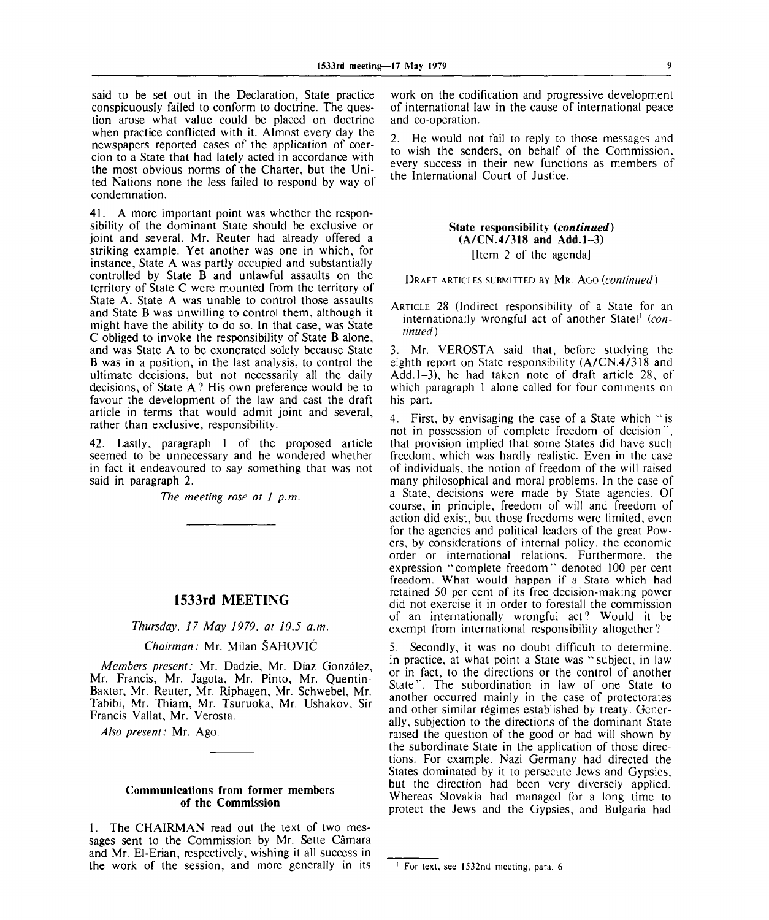said to be set out in the Declaration, State practice conspicuously failed to conform to doctrine. The question arose what value could be placed on doctrine when practice conflicted with it. Almost every day the newspapers reported cases of the application of coercion to a State that had lately acted in accordance with the most obvious norms of the Charter, but the United Nations none the less failed to respond by way of condemnation.

41. A more important point was whether the responsibility of the dominant State should be exclusive or joint and several. Mr. Reuter had already offered a striking example. Yet another was one in which, for instance, State A was partly occupied and substantially controlled by State B and unlawful assaults on the territory of State C were mounted from the territory of State A. State A was unable to control those assaults and State B was unwilling to control them, although it might have the ability to do so. In that case, was State C obliged to invoke the responsibility of State B alone, and was State A to be exonerated solely because State B was in a position, in the last analysis, to control the ultimate decisions, but not necessarily all the daily decisions, of State A? His own preference would be to favour the development of the law and cast the draft article in terms that would admit joint and several, rather than exclusive, responsibility.

42. Lastly, paragraph 1 of the proposed article seemed to be unnecessary and he wondered whether in fact it endeavoured to say something that was not said in paragraph 2.

*The meeting rose at 1 p.m.*

## 1533rd MEETING

*Thursday, 17 May 1979, at 10.5 a.m.*

*Chairman:* Mr. Milan ŠAHOVIĆ

*Members present:* Mr. Dadzie, Mr. Díaz González, Mr. Francis, Mr. Jagota, Mr. Pinto, Mr. Quentin-Baxter, Mr. Reuter, Mr. Riphagen, Mr. Schwebel, Mr. Tabibi, Mr. Thiam, Mr. Tsuruoka, Mr. Ushakov, Sir Francis Vallat, Mr. Verosta.

*Also present:* Mr. Ago.

### Communications from former members of the Commission

1. The CHAIRMAN read out the text of two messages sent to the Commission by Mr. Sette Câmara and Mr. El-Erian, respectively, wishing it all success in the work of the session, and more generally in its work on the codification and progressive development of international law in the cause of international peace and co-operation.

2. He would not fail to reply to those messages and to wish the senders, on behalf of the Commission, every success in their new functions as members of the International Court of Justice.

### State responsibility (*continued*) (A/CN.4/318 and Add.1–3)

[Item 2 of the agenda]

DRAFT ARTICLES SUBMITTED BY MR. AGO (*continued*)

ARTICLE 28 (Indirect responsibility of a State for an internationally wrongful act of another State)[1] (*continued*)

3. Mr. VEROSTA said that, before studying the eighth report on State responsibility (A/CN.4/318 and Add.1–3), he had taken note of draft article 28, of which paragraph 1 alone called for four comments on his part.

4. First, by envisaging the case of a State which "is not in possession of complete freedom of decision", that provision implied that some States did have such freedom, which was hardly realistic. Even in the case of individuals, the notion of freedom of the will raised many philosophical and moral problems. In the case of a State, decisions were made by State agencies. Of course, in principle, freedom of will and freedom of action did exist, but those freedoms were limited, even for the agencies and political leaders of the great Powers, by considerations of internal policy, the economic order or international relations. Furthermore, the expression "complete freedom" denoted 100 per cent freedom. What would happen if a State which had retained 50 per cent of its free decision-making power did not exercise it in order to forestall the commission of an internationally wrongful act? Would it be exempt from international responsibility altogether?

5. Secondly, it was no doubt difficult to determine, in practice, at what point a State was "subject, in law or in fact, to the directions or the control of another State". The subordination in law of one State to another occurred mainly in the case of protectorates and other similar régimes established by treaty. Generally, subjection to the directions of the dominant State raised the question of the good or bad will shown by the subordinate State in the application of those directions. For example, Nazi Germany had directed the States dominated by it to persecute Jews and Gypsies, but the direction had been very diversely applied. Whereas Slovakia had managed for a long time to protect the Jews and the Gypsies, and Bulgaria had

[1] For text, see 1532nd meeting, para. 6.